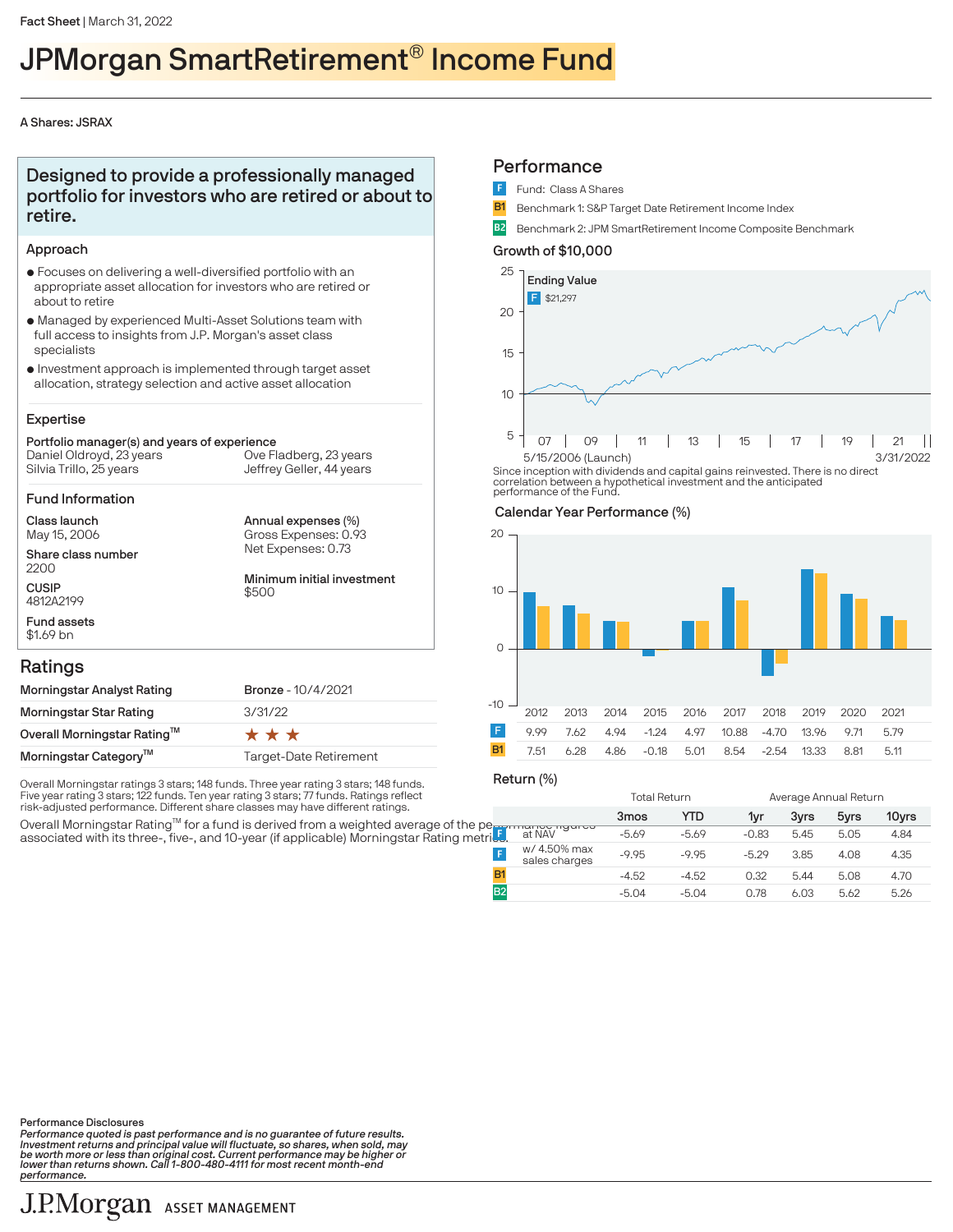Fact Sheet | March 31, 2022

# JPMorgan SmartRetirement® Income Fund

A Shares: JSRAX

## Designed to provide a professionally managed portfolio for investors who are retired or about to retire.

### Approach

- Focuses on delivering a well-diversified portfolio with an appropriate asset allocation for investors who are retired or about to retire
- Managed by experienced Multi-Asset Solutions team with full access to insights from J.P. Morgan's asset class specialists
- Investment approach is implemented through target asset allocation, strategy selection and active asset allocation

### Expertise

**Portfolio manager(s) and years of experience**

Daniel Oldroyd, 23 years
Silvia Trillo, 25 years
Ove Fladberg, 23 years
Jeffrey Geller, 44 years

### Fund Information

**Class launch**
May 15, 2006

**Share class number**
2200

**CUSIP**
4812A2199

**Fund assets**
$1.69 bn

**Annual expenses (%)**
Gross Expenses: 0.93
Net Expenses: 0.73

**Minimum initial investment**
$500

## Ratings

| | |
|---|---|
| Morningstar Analyst Rating | Bronze - 10/4/2021 |
| Morningstar Star Rating | 3/31/22 |
| Overall Morningstar Rating™ | ★★★ |
| Morningstar Category™ | Target-Date Retirement |

Overall Morningstar ratings 3 stars; 148 funds. Three year rating 3 stars; 148 funds. Five year rating 3 stars; 122 funds. Ten year rating 3 stars; 77 funds. Ratings reflect risk-adjusted performance. Different share classes may have different ratings.

Overall Morningstar Rating™ for a fund is derived from a weighted average of the performance figures associated with its three-, five-, and 10-year (if applicable) Morningstar Rating metrics.

## Performance

F Fund: Class A Shares
B1 Benchmark 1: S&P Target Date Retirement Income Index
B2 Benchmark 2: JPM SmartRetirement Income Composite Benchmark

### Growth of $10,000

Ending Value
F $21,297

25
20
15
10
5
07 09 11 13 15 17 19 21
5/15/2006 (Launch) 3/31/2022

Since inception with dividends and capital gains reinvested. There is no direct correlation between a hypothetical investment and the anticipated performance of the Fund.

### Calendar Year Performance (%)

20
10
0
-10

| | 2012 | 2013 | 2014 | 2015 | 2016 | 2017 | 2018 | 2019 | 2020 | 2021 |
|---|---|---|---|---|---|---|---|---|---|---|
| F | 9.99 | 7.62 | 4.94 | -1.24 | 4.97 | 10.88 | -4.70 | 13.96 | 9.71 | 5.79 |
| B1 | 7.51 | 6.28 | 4.86 | -0.18 | 5.01 | 8.54 | -2.54 | 13.33 | 8.81 | 5.11 |

### Return (%)

| | | Total Return | | Average Annual Return | | | |
|---|---|---|---|---|---|---|---|
| | | 3mos | YTD | 1yr | 3yrs | 5yrs | 10yrs |
| F | at NAV | -5.69 | -5.69 | -0.83 | 5.45 | 5.05 | 4.84 |
| F | w/ 4.50% max sales charges | -9.95 | -9.95 | -5.29 | 3.85 | 4.08 | 4.35 |
| B1 | | -4.52 | -4.52 | 0.32 | 5.44 | 5.08 | 4.70 |
| B2 | | -5.04 | -5.04 | 0.78 | 6.03 | 5.62 | 5.26 |

Performance Disclosures

*Performance quoted is past performance and is no guarantee of future results. Investment returns and principal value will fluctuate, so shares, when sold, may be worth more or less than original cost. Current performance may be higher or lower than returns shown. Call 1-800-480-4111 for most recent month-end performance.*

J.P.Morgan ASSET MANAGEMENT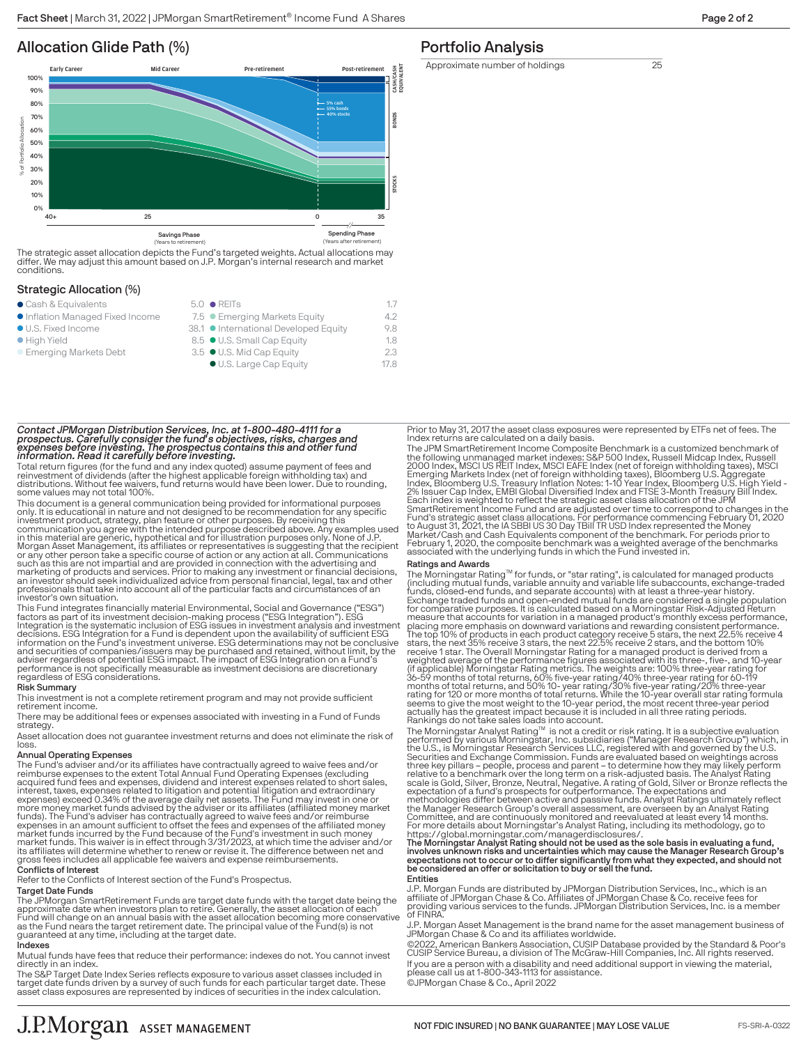## Allocation Glide Path (%)

Early Career
Mid Career
Pre-retirement
Post-retirement

100%
90%
80%
70%
60%
50%
40%
30%
20%
10%
0%

% of Portfolio Allocation

CASH/CASH EQUIVALENT
BONDS
STOCKS

5% cash
55% bonds
40% stocks

40+
25
0
35

Savings Phase
(Years to retirement)

Spending Phase
(Years after retirement)

The strategic asset allocation depicts the Fund's targeted weights. Actual allocations may differ. We may adjust this amount based on J.P. Morgan's internal research and market conditions.

## Strategic Allocation (%)

| | | | |
|---|---|---|---|
| Cash & Equivalents | 5.0 | REITs | 1.7 |
| Inflation Managed Fixed Income | 7.5 | Emerging Markets Equity | 4.2 |
| U.S. Fixed Income | 38.1 | International Developed Equity | 9.8 |
| High Yield | 8.5 | U.S. Small Cap Equity | 1.8 |
| Emerging Markets Debt | 3.5 | U.S. Mid Cap Equity | 2.3 |
| | | U.S. Large Cap Equity | 17.8 |

## Portfolio Analysis

| | |
|---|---|
| Approximate number of holdings | 25 |

***Contact JPMorgan Distribution Services, Inc. at 1-800-480-4111 for a prospectus. Carefully consider the fund's objectives, risks, charges and expenses before investing. The prospectus contains this and other fund information. Read it carefully before investing.***

Total return figures (for the fund and any index quoted) assume payment of fees and reinvestment of dividends (after the highest applicable foreign withholding tax) and distributions. Without fee waivers, fund returns would have been lower. Due to rounding, some values may not total 100%.

This document is a general communication being provided for informational purposes only. It is educational in nature and not designed to be recommendation for any specific investment product, strategy, plan feature or other purposes. By receiving this communication you agree with the intended purpose described above. Any examples used in this material are generic, hypothetical and for illustration purposes only. None of J.P. Morgan Asset Management, its affiliates or representatives is suggesting that the recipient or any other person take a specific course of action or any action at all. Communications such as this are not impartial and are provided in connection with the advertising and marketing of products and services. Prior to making any investment or financial decisions, an investor should seek individualized advice from personal financial, legal, tax and other professionals that take into account all of the particular facts and circumstances of an investor's own situation.

This Fund integrates financially material Environmental, Social and Governance ("ESG") factors as part of its investment decision-making process ("ESG Integration"). ESG Integration is the systematic inclusion of ESG issues in investment analysis and investment decisions. ESG Integration for a Fund is dependent upon the availability of sufficient ESG information on the Fund's investment universe. ESG determinations may not be conclusive and securities of companies/issuers may be purchased and retained, without limit, by the adviser regardless of potential ESG impact. The impact of ESG Integration on a Fund's performance is not specifically measurable as investment decisions are discretionary regardless of ESG considerations.

**Risk Summary**

This investment is not a complete retirement program and may not provide sufficient retirement income.

There may be additional fees or expenses associated with investing in a Fund of Funds strategy.

Asset allocation does not guarantee investment returns and does not eliminate the risk of loss.

**Annual Operating Expenses**

The Fund's adviser and/or its affiliates have contractually agreed to waive fees and/or reimburse expenses to the extent Total Annual Fund Operating Expenses (excluding acquired fund fees and expenses, dividend and interest expenses related to short sales, interest, taxes, expenses related to litigation and potential litigation and extraordinary expenses) exceed 0.34% of the average daily net assets. The Fund may invest in one or more money market funds advised by the adviser or its affiliates (affiliated money market funds). The Fund's adviser has contractually agreed to waive fees and/or reimburse expenses in an amount sufficient to offset the fees and expenses of the affiliated money market funds incurred by the Fund because of the Fund's investment in such money market funds. This waiver is in effect through 3/31/2023, at which time the adviser and/or its affiliates will determine whether to renew or revise it. The difference between net and gross fees includes all applicable fee waivers and expense reimbursements.

**Conflicts of Interest**

Refer to the Conflicts of Interest section of the Fund's Prospectus.

**Target Date Funds**

The JPMorgan SmartRetirement Funds are target date funds with the target date being the approximate date when investors plan to retire. Generally, the asset allocation of each Fund will change on an annual basis with the asset allocation becoming more conservative as the Fund nears the target retirement date. The principal value of the Fund(s) is not guaranteed at any time, including at the target date.

**Indexes**

Mutual funds have fees that reduce their performance: indexes do not. You cannot invest directly in an index.

The S&P Target Date Index Series reflects exposure to various asset classes included in target date funds driven by a survey of such funds for each particular target date. These asset class exposures are represented by indices of securities in the index calculation. Prior to May 31, 2017 the asset class exposures were represented by ETFs net of fees. The Index returns are calculated on a daily basis.

The JPM SmartRetirement Income Composite Benchmark is a customized benchmark of the following unmanaged market indexes: S&P 500 Index, Russell Midcap Index, Russell 2000 Index, MSCI US REIT Index, MSCI EAFE Index (net of foreign withholding taxes), MSCI Emerging Markets Index (net of foreign withholding taxes), Bloomberg U.S. Aggregate Index, Bloomberg U.S. Treasury Inflation Notes: 1-10 Year Index, Bloomberg U.S. High Yield - 2% Issuer Cap Index, EMBI Global Diversified Index and FTSE 3-Month Treasury Bill Index. Each index is weighted to reflect the strategic asset class allocation of the JPM SmartRetirement Income Fund and are adjusted over time to correspond to changes in the Fund's strategic asset class allocations. For performance commencing February 01, 2020 to August 31, 2021, the IA SBBI US 30 Day TBill TR USD Index represented the Money Market/Cash and Cash Equivalents component of the benchmark. For periods prior to February 1, 2020, the composite benchmark was a weighted average of the benchmarks associated with the underlying funds in which the Fund invested in.

**Ratings and Awards**

The Morningstar Rating™ for funds, or "star rating", is calculated for managed products (including mutual funds, variable annuity and variable life subaccounts, exchange-traded funds, closed-end funds, and separate accounts) with at least a three-year history. Exchange traded funds and open-ended mutual funds are considered a single population for comparative purposes. It is calculated based on a Morningstar Risk-Adjusted Return measure that accounts for variation in a managed product's monthly excess performance, placing more emphasis on downward variations and rewarding consistent performance. The top 10% of products in each product category receive 5 stars, the next 22.5% receive 4 stars, the next 35% receive 3 stars, the next 22.5% receive 2 stars, and the bottom 10% receive 1 star. The Overall Morningstar Rating for a managed product is derived from a weighted average of the performance figures associated with its three-, five-, and 10-year (if applicable) Morningstar Rating metrics. The weights are: 100% three-year rating for 36-59 months of total returns, 60% five-year rating/40% three-year rating for 60-119 months of total returns, and 50% 10- year rating/30% five-year rating/20% three-year rating for 120 or more months of total returns. While the 10-year overall star rating formula seems to give the most weight to the 10-year period, the most recent three-year period actually has the greatest impact because it is included in all three rating periods. Rankings do not take sales loads into account.

The Morningstar Analyst Rating™ is not a credit or risk rating. It is a subjective evaluation performed by various Morningstar, Inc. subsidiaries ("Manager Research Group") which, in the U.S., is Morningstar Research Services LLC, registered with and governed by the U.S. Securities and Exchange Commission. Funds are evaluated based on weightings across three key pillars – people, process and parent – to determine how they may likely perform relative to a benchmark over the long term on a risk-adjusted basis. The Analyst Rating scale is Gold, Silver, Bronze, Neutral, Negative. A rating of Gold, Silver or Bronze reflects the expectation of a fund's prospects for outperformance. The expectations and methodologies differ between active and passive funds. Analyst Ratings ultimately reflect the Manager Research Group's overall assessment, are overseen by an Analyst Rating Committee, and are continuously monitored and reevaluated at least every 14 months. For more details about Morningstar's Analyst Rating, including its methodology, go to https://global.morningstar.com/managerdisclosures/.

**The Morningstar Analyst Rating should not be used as the sole basis in evaluating a fund, involves unknown risks and uncertainties which may cause the Manager Research Group's expectations not to occur or to differ significantly from what they expected, and should not be considered an offer or solicitation to buy or sell the fund.**

**Entities**

J.P. Morgan Funds are distributed by JPMorgan Distribution Services, Inc., which is an affiliate of JPMorgan Chase & Co. Affiliates of JPMorgan Chase & Co. receive fees for providing various services to the funds. JPMorgan Distribution Services, Inc. is a member of FINRA.

J.P. Morgan Asset Management is the brand name for the asset management business of JPMorgan Chase & Co and its affiliates worldwide.

©2022, American Bankers Association, CUSIP Database provided by the Standard & Poor's CUSIP Service Bureau, a division of The McGraw-Hill Companies, Inc. All rights reserved.

If you are a person with a disability and need additional support in viewing the material, please call us at 1-800-343-1113 for assistance.

©JPMorgan Chase & Co., April 2022

J.P.Morgan ASSET MANAGEMENT

NOT FDIC INSURED | NO BANK GUARANTEE | MAY LOSE VALUE

FS-SRI-A-0322